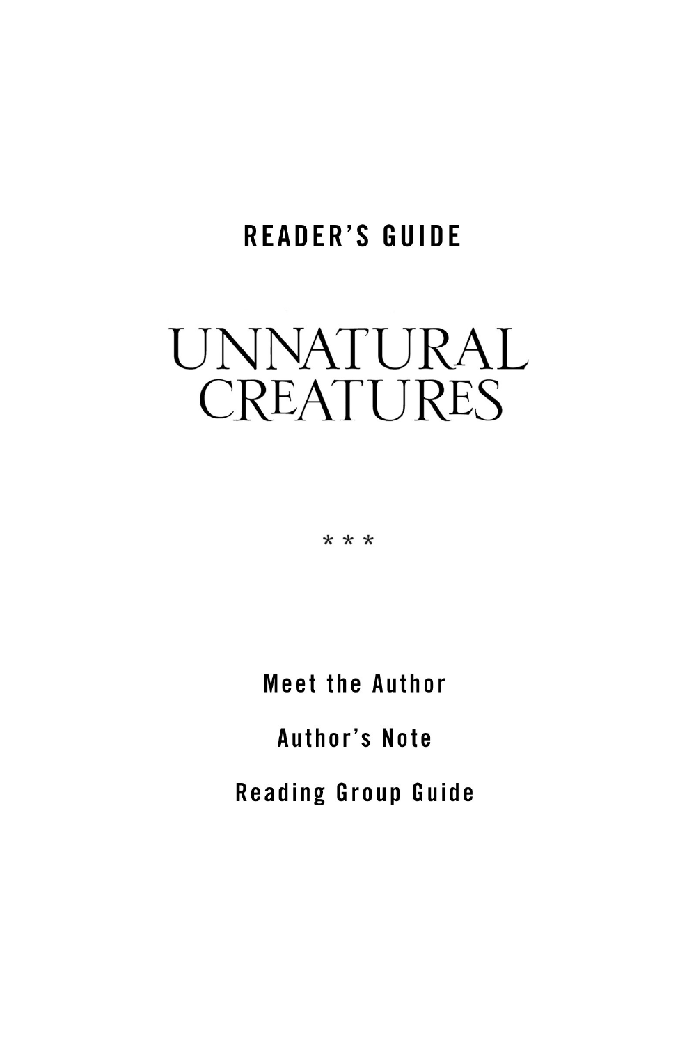# READER'S GUIDE

# UNNATURAL CREATURES

* * *

Meet the Author

Author's Note

Reading Group Guide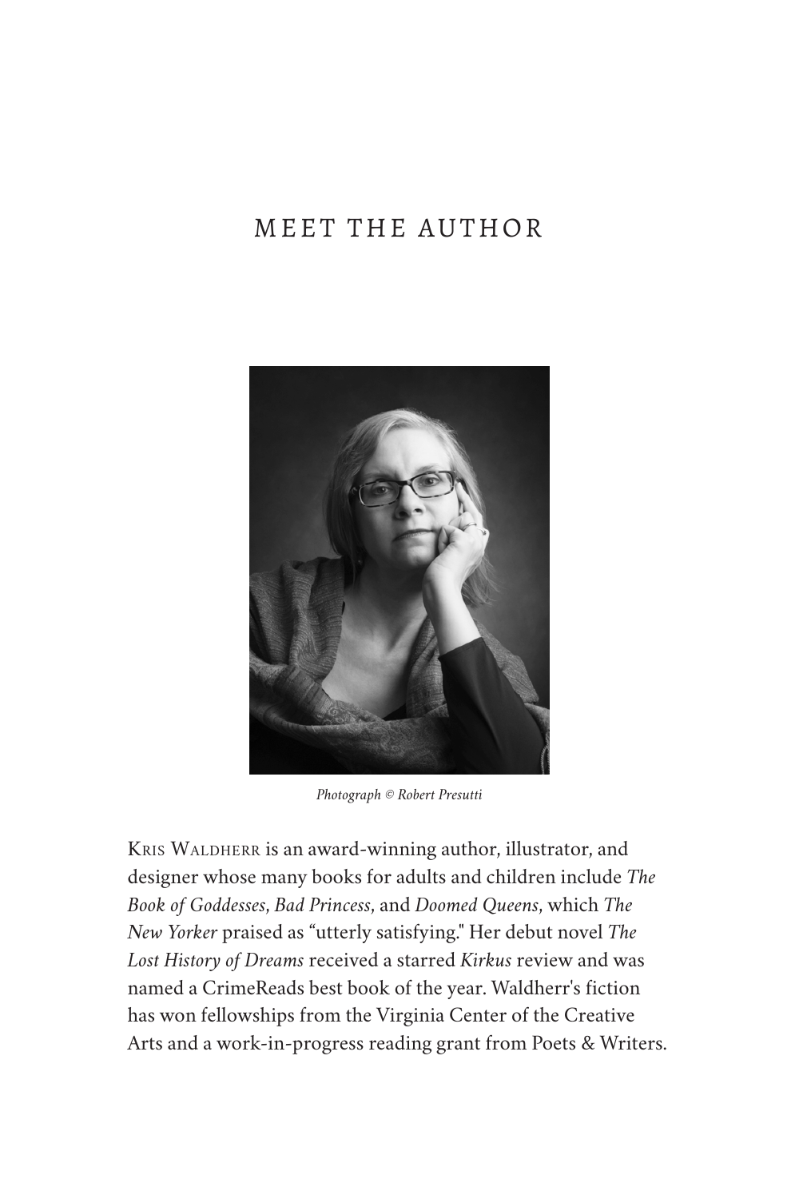# MEET THE AUTHOR

*Photograph © Robert Presutti*

Kris Waldherr is an award-winning author, illustrator, and designer whose many books for adults and children include *The Book of Goddesses*, *Bad Princess*, and *Doomed Queens*, which *The New Yorker* praised as "utterly satisfying." Her debut novel *The Lost History of Dreams* received a starred *Kirkus* review and was named a CrimeReads best book of the year. Waldherr's fiction has won fellowships from the Virginia Center of the Creative Arts and a work-in-progress reading grant from Poets & Writers.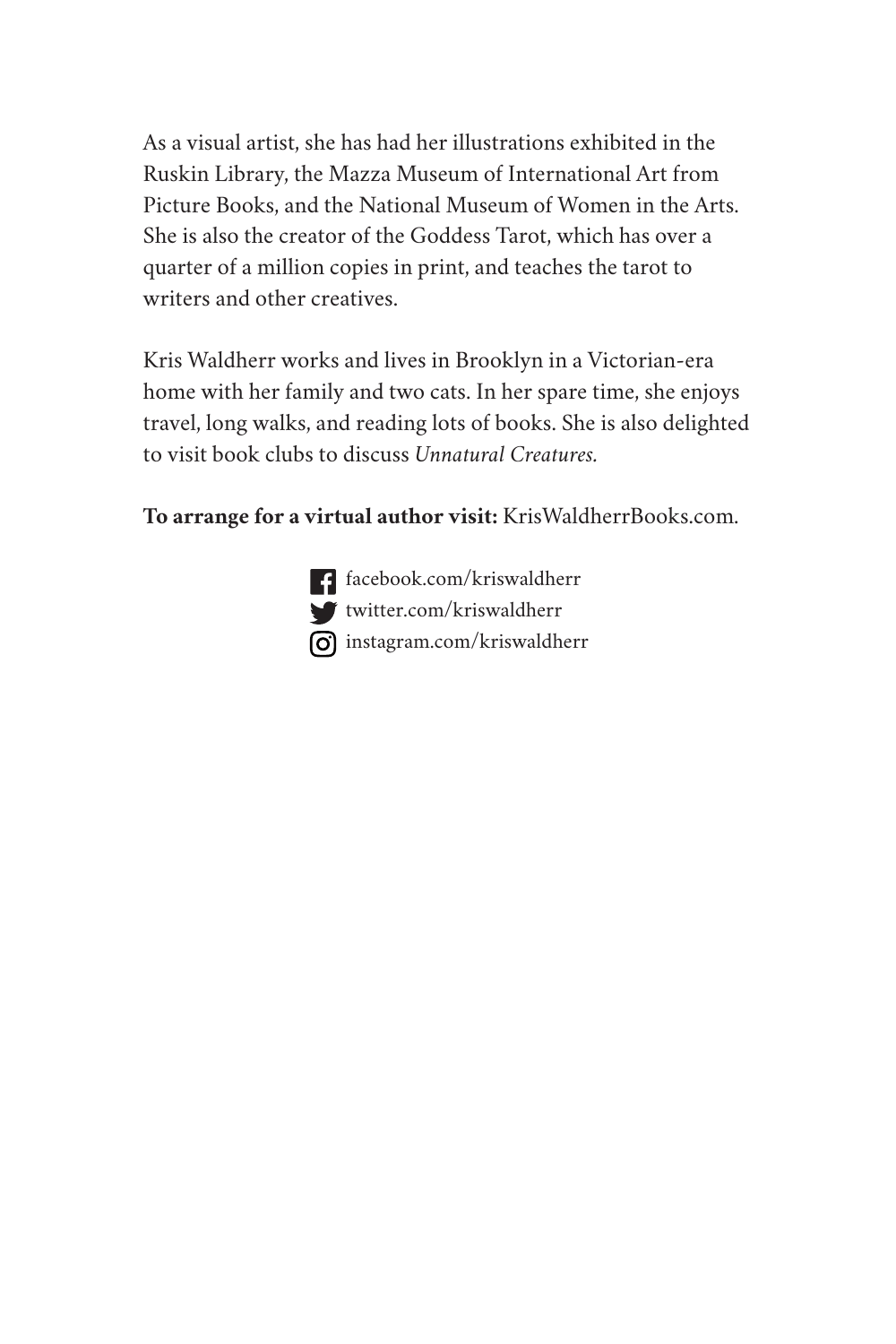As a visual artist, she has had her illustrations exhibited in the Ruskin Library, the Mazza Museum of International Art from Picture Books, and the National Museum of Women in the Arts. She is also the creator of the Goddess Tarot, which has over a quarter of a million copies in print, and teaches the tarot to writers and other creatives.

Kris Waldherr works and lives in Brooklyn in a Victorian-era home with her family and two cats. In her spare time, she enjoys travel, long walks, and reading lots of books. She is also delighted to visit book clubs to discuss *Unnatural Creatures.*

**To arrange for a virtual author visit:** KrisWaldherrBooks.com.

facebook.com/kriswaldherr
twitter.com/kriswaldherr
instagram.com/kriswaldherr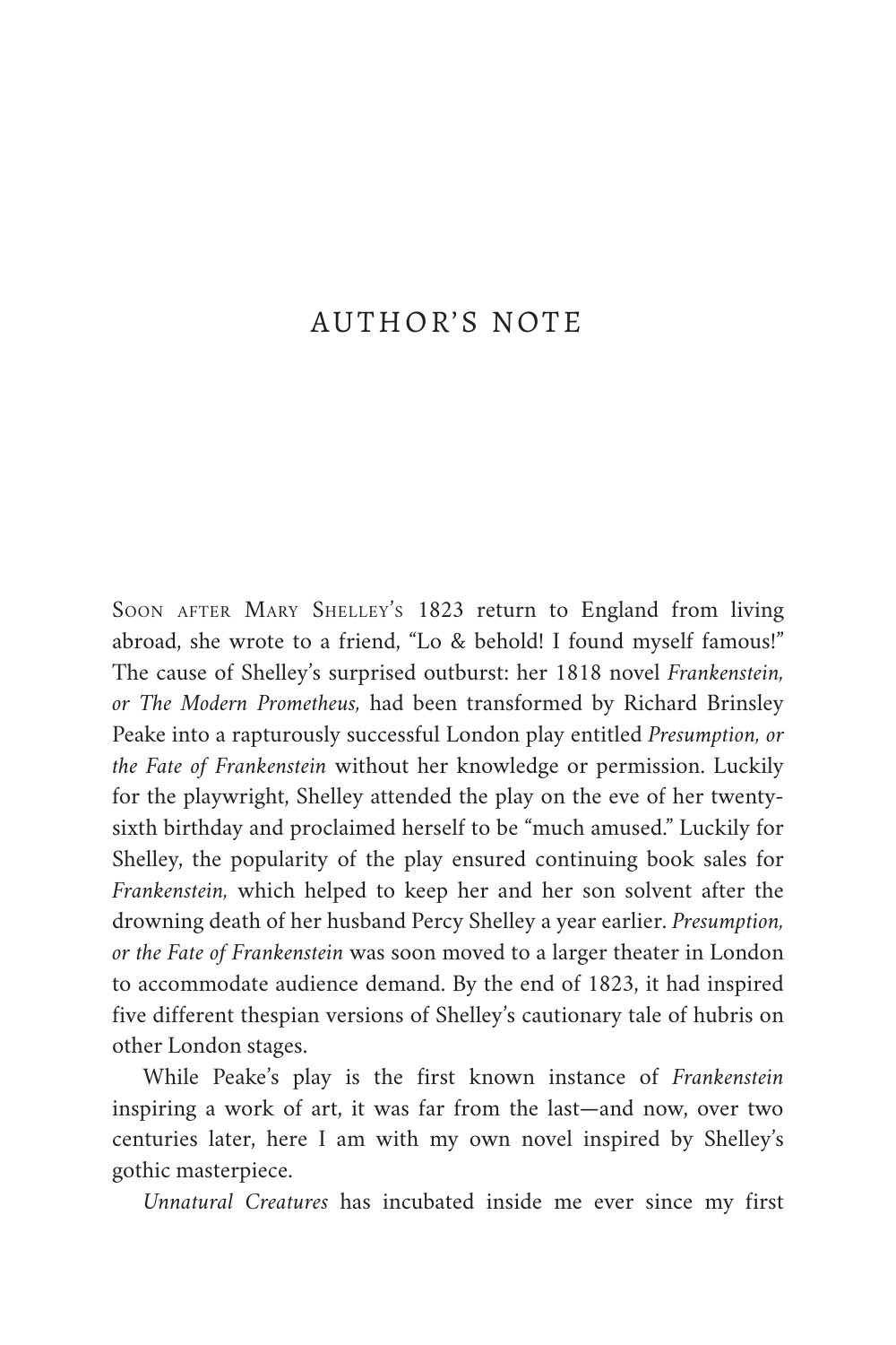# AUTHOR'S NOTE

Soon after Mary Shelley's 1823 return to England from living abroad, she wrote to a friend, "Lo & behold! I found myself famous!" The cause of Shelley's surprised outburst: her 1818 novel *Frankenstein, or The Modern Prometheus,* had been transformed by Richard Brinsley Peake into a rapturously successful London play entitled *Presumption, or the Fate of Frankenstein* without her knowledge or permission. Luckily for the playwright, Shelley attended the play on the eve of her twenty-sixth birthday and proclaimed herself to be "much amused." Luckily for Shelley, the popularity of the play ensured continuing book sales for *Frankenstein,* which helped to keep her and her son solvent after the drowning death of her husband Percy Shelley a year earlier. *Presumption, or the Fate of Frankenstein* was soon moved to a larger theater in London to accommodate audience demand. By the end of 1823, it had inspired five different thespian versions of Shelley's cautionary tale of hubris on other London stages.

While Peake's play is the first known instance of *Frankenstein* inspiring a work of art, it was far from the last—and now, over two centuries later, here I am with my own novel inspired by Shelley's gothic masterpiece.

*Unnatural Creatures* has incubated inside me ever since my first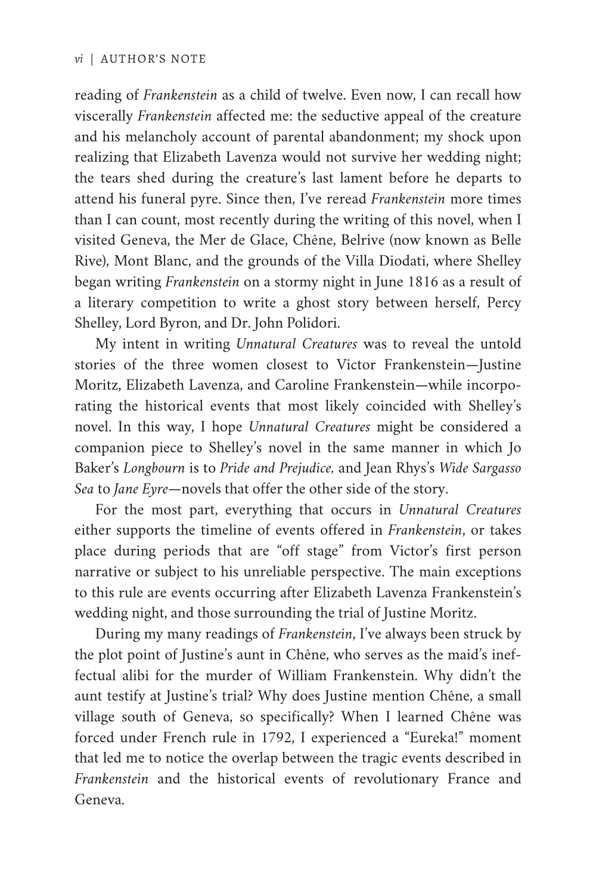reading of *Frankenstein* as a child of twelve. Even now, I can recall how viscerally *Frankenstein* affected me: the seductive appeal of the creature and his melancholy account of parental abandonment; my shock upon realizing that Elizabeth Lavenza would not survive her wedding night; the tears shed during the creature's last lament before he departs to attend his funeral pyre. Since then, I've reread *Frankenstein* more times than I can count, most recently during the writing of this novel, when I visited Geneva, the Mer de Glace, Chêne, Belrive (now known as Belle Rive), Mont Blanc, and the grounds of the Villa Diodati, where Shelley began writing *Frankenstein* on a stormy night in June 1816 as a result of a literary competition to write a ghost story between herself, Percy Shelley, Lord Byron, and Dr. John Polidori.

My intent in writing *Unnatural Creatures* was to reveal the untold stories of the three women closest to Victor Frankenstein—Justine Moritz, Elizabeth Lavenza, and Caroline Frankenstein—while incorporating the historical events that most likely coincided with Shelley's novel. In this way, I hope *Unnatural Creatures* might be considered a companion piece to Shelley's novel in the same manner in which Jo Baker's *Longbourn* is to *Pride and Prejudice,* and Jean Rhys's *Wide Sargasso Sea* to *Jane Eyre*—novels that offer the other side of the story.

For the most part, everything that occurs in *Unnatural Creatures* either supports the timeline of events offered in *Frankenstein*, or takes place during periods that are "off stage" from Victor's first person narrative or subject to his unreliable perspective. The main exceptions to this rule are events occurring after Elizabeth Lavenza Frankenstein's wedding night, and those surrounding the trial of Justine Moritz.

During my many readings of *Frankenstein*, I've always been struck by the plot point of Justine's aunt in Chêne, who serves as the maid's ineffectual alibi for the murder of William Frankenstein. Why didn't the aunt testify at Justine's trial? Why does Justine mention Chêne, a small village south of Geneva, so specifically? When I learned Chêne was forced under French rule in 1792, I experienced a "Eureka!" moment that led me to notice the overlap between the tragic events described in *Frankenstein* and the historical events of revolutionary France and Geneva.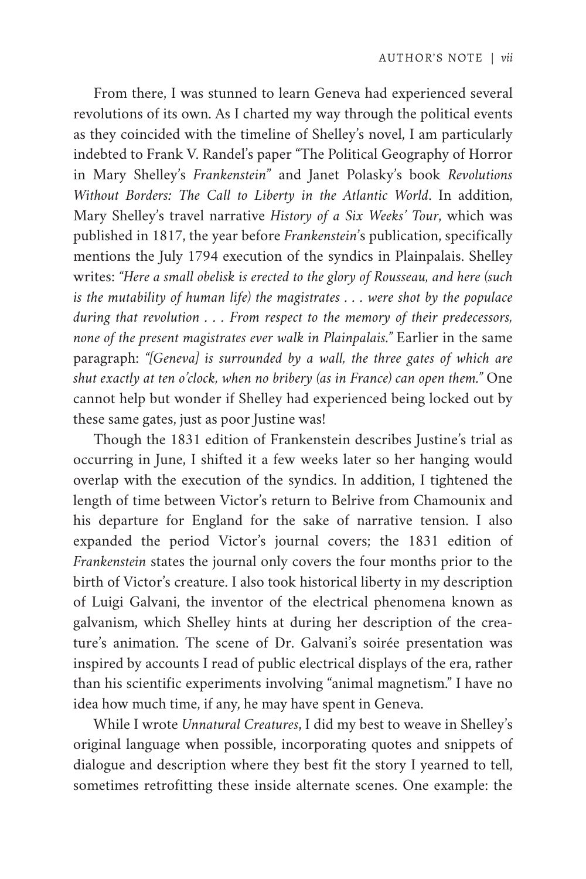From there, I was stunned to learn Geneva had experienced several revolutions of its own. As I charted my way through the political events as they coincided with the timeline of Shelley's novel, I am particularly indebted to Frank V. Randel's paper "The Political Geography of Horror in Mary Shelley's *Frankenstein*" and Janet Polasky's book *Revolutions Without Borders: The Call to Liberty in the Atlantic World*. In addition, Mary Shelley's travel narrative *History of a Six Weeks' Tour*, which was published in 1817, the year before *Frankenstein*'s publication, specifically mentions the July 1794 execution of the syndics in Plainpalais. Shelley writes: *"Here a small obelisk is erected to the glory of Rousseau, and here (such is the mutability of human life) the magistrates . . . were shot by the populace during that revolution . . . From respect to the memory of their predecessors, none of the present magistrates ever walk in Plainpalais."* Earlier in the same paragraph: *"[Geneva] is surrounded by a wall, the three gates of which are shut exactly at ten o'clock, when no bribery (as in France) can open them."* One cannot help but wonder if Shelley had experienced being locked out by these same gates, just as poor Justine was!

Though the 1831 edition of Frankenstein describes Justine's trial as occurring in June, I shifted it a few weeks later so her hanging would overlap with the execution of the syndics. In addition, I tightened the length of time between Victor's return to Belrive from Chamounix and his departure for England for the sake of narrative tension. I also expanded the period Victor's journal covers; the 1831 edition of *Frankenstein* states the journal only covers the four months prior to the birth of Victor's creature. I also took historical liberty in my description of Luigi Galvani, the inventor of the electrical phenomena known as galvanism, which Shelley hints at during her description of the creature's animation. The scene of Dr. Galvani's soirée presentation was inspired by accounts I read of public electrical displays of the era, rather than his scientific experiments involving "animal magnetism." I have no idea how much time, if any, he may have spent in Geneva.

While I wrote *Unnatural Creatures*, I did my best to weave in Shelley's original language when possible, incorporating quotes and snippets of dialogue and description where they best fit the story I yearned to tell, sometimes retrofitting these inside alternate scenes. One example: the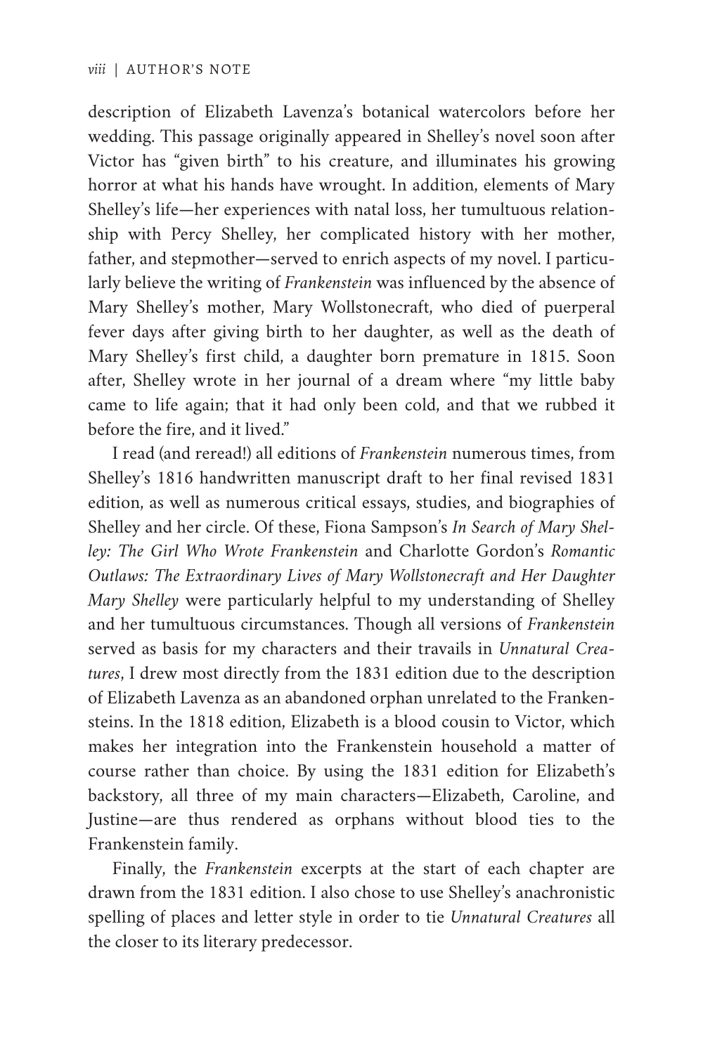description of Elizabeth Lavenza's botanical watercolors before her wedding. This passage originally appeared in Shelley's novel soon after Victor has "given birth" to his creature, and illuminates his growing horror at what his hands have wrought. In addition, elements of Mary Shelley's life—her experiences with natal loss, her tumultuous relationship with Percy Shelley, her complicated history with her mother, father, and stepmother—served to enrich aspects of my novel. I particularly believe the writing of *Frankenstein* was influenced by the absence of Mary Shelley's mother, Mary Wollstonecraft, who died of puerperal fever days after giving birth to her daughter, as well as the death of Mary Shelley's first child, a daughter born premature in 1815. Soon after, Shelley wrote in her journal of a dream where "my little baby came to life again; that it had only been cold, and that we rubbed it before the fire, and it lived."

I read (and reread!) all editions of *Frankenstein* numerous times, from Shelley's 1816 handwritten manuscript draft to her final revised 1831 edition, as well as numerous critical essays, studies, and biographies of Shelley and her circle. Of these, Fiona Sampson's *In Search of Mary Shelley: The Girl Who Wrote Frankenstein* and Charlotte Gordon's *Romantic Outlaws: The Extraordinary Lives of Mary Wollstonecraft and Her Daughter Mary Shelley* were particularly helpful to my understanding of Shelley and her tumultuous circumstances. Though all versions of *Frankenstein* served as basis for my characters and their travails in *Unnatural Creatures*, I drew most directly from the 1831 edition due to the description of Elizabeth Lavenza as an abandoned orphan unrelated to the Frankensteins. In the 1818 edition, Elizabeth is a blood cousin to Victor, which makes her integration into the Frankenstein household a matter of course rather than choice. By using the 1831 edition for Elizabeth's backstory, all three of my main characters—Elizabeth, Caroline, and Justine—are thus rendered as orphans without blood ties to the Frankenstein family.

Finally, the *Frankenstein* excerpts at the start of each chapter are drawn from the 1831 edition. I also chose to use Shelley's anachronistic spelling of places and letter style in order to tie *Unnatural Creatures* all the closer to its literary predecessor.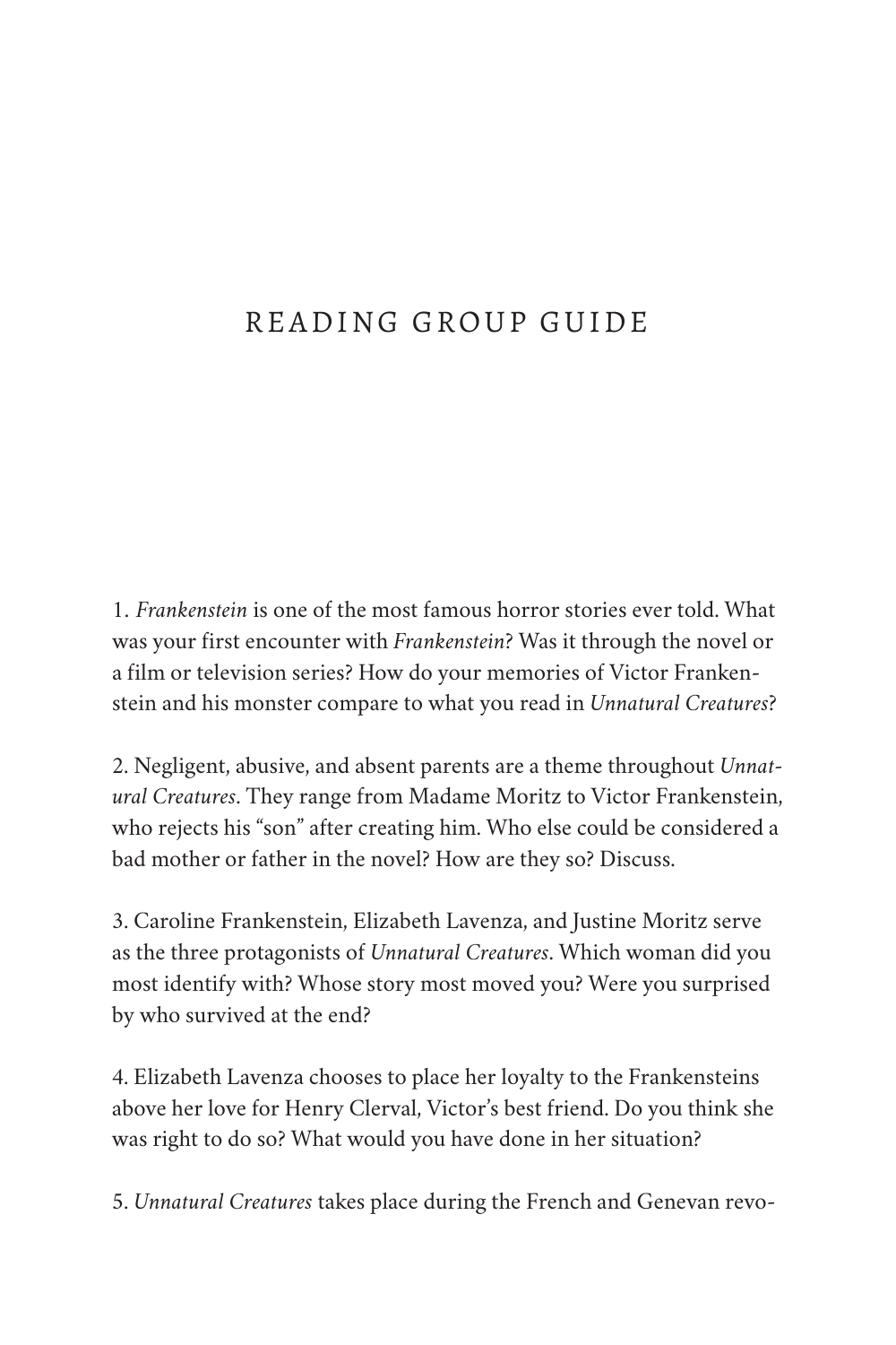# READING GROUP GUIDE

1. *Frankenstein* is one of the most famous horror stories ever told. What was your first encounter with *Frankenstein*? Was it through the novel or a film or television series? How do your memories of Victor Frankenstein and his monster compare to what you read in *Unnatural Creatures*?

2. Negligent, abusive, and absent parents are a theme throughout *Unnatural Creatures*. They range from Madame Moritz to Victor Frankenstein, who rejects his "son" after creating him. Who else could be considered a bad mother or father in the novel? How are they so? Discuss.

3. Caroline Frankenstein, Elizabeth Lavenza, and Justine Moritz serve as the three protagonists of *Unnatural Creatures*. Which woman did you most identify with? Whose story most moved you? Were you surprised by who survived at the end?

4. Elizabeth Lavenza chooses to place her loyalty to the Frankensteins above her love for Henry Clerval, Victor's best friend. Do you think she was right to do so? What would you have done in her situation?

5. *Unnatural Creatures* takes place during the French and Genevan revo-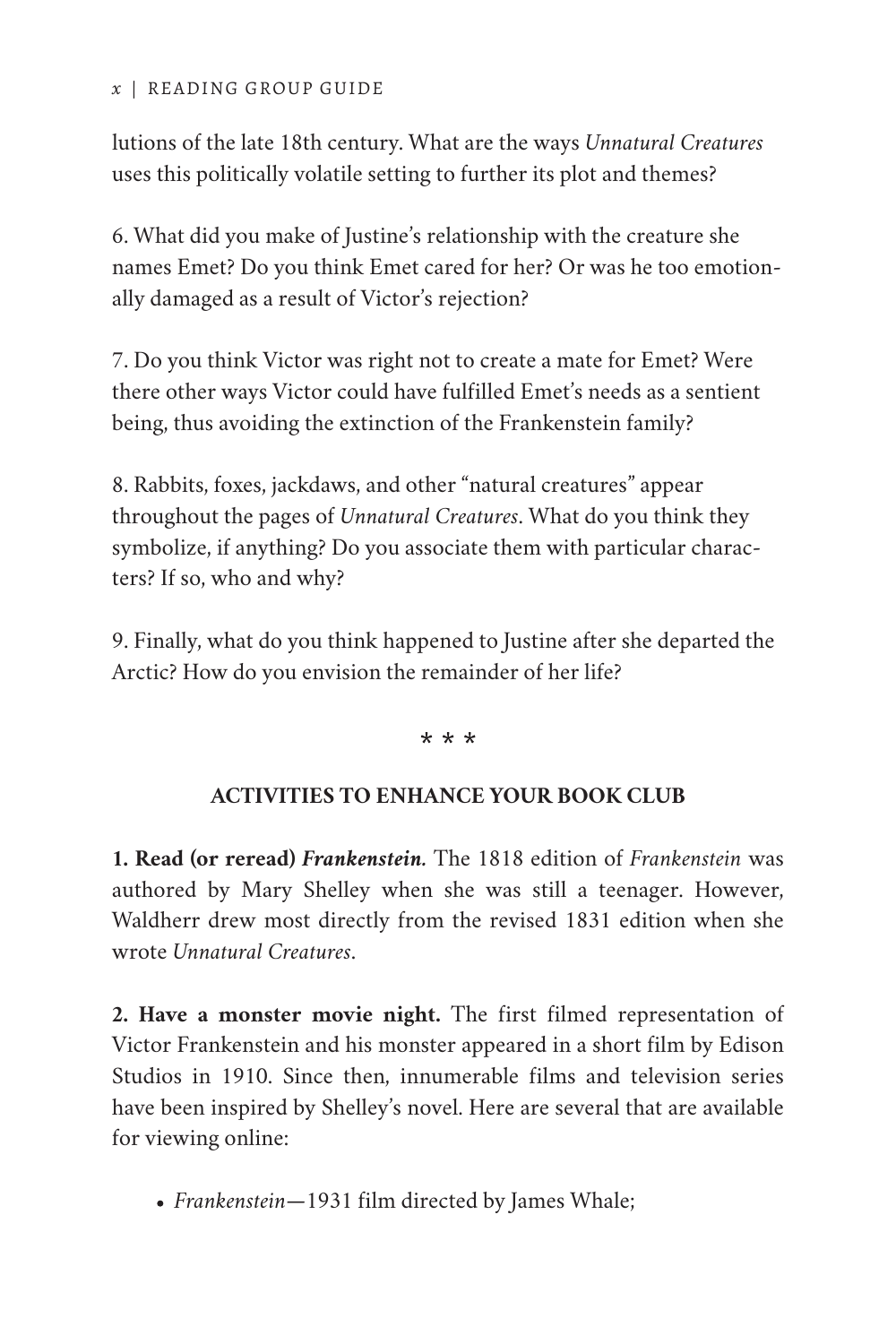lutions of the late 18th century. What are the ways *Unnatural Creatures* uses this politically volatile setting to further its plot and themes?

6. What did you make of Justine's relationship with the creature she names Emet? Do you think Emet cared for her? Or was he too emotionally damaged as a result of Victor's rejection?

7. Do you think Victor was right not to create a mate for Emet? Were there other ways Victor could have fulfilled Emet's needs as a sentient being, thus avoiding the extinction of the Frankenstein family?

8. Rabbits, foxes, jackdaws, and other "natural creatures" appear throughout the pages of *Unnatural Creatures*. What do you think they symbolize, if anything? Do you associate them with particular characters? If so, who and why?

9. Finally, what do you think happened to Justine after she departed the Arctic? How do you envision the remainder of her life?

\* \* \*

## ACTIVITIES TO ENHANCE YOUR BOOK CLUB

**1. Read (or reread) *Frankenstein*.** The 1818 edition of *Frankenstein* was authored by Mary Shelley when she was still a teenager. However, Waldherr drew most directly from the revised 1831 edition when she wrote *Unnatural Creatures*.

**2. Have a monster movie night.** The first filmed representation of Victor Frankenstein and his monster appeared in a short film by Edison Studios in 1910. Since then, innumerable films and television series have been inspired by Shelley's novel. Here are several that are available for viewing online:

- *Frankenstein*—1931 film directed by James Whale;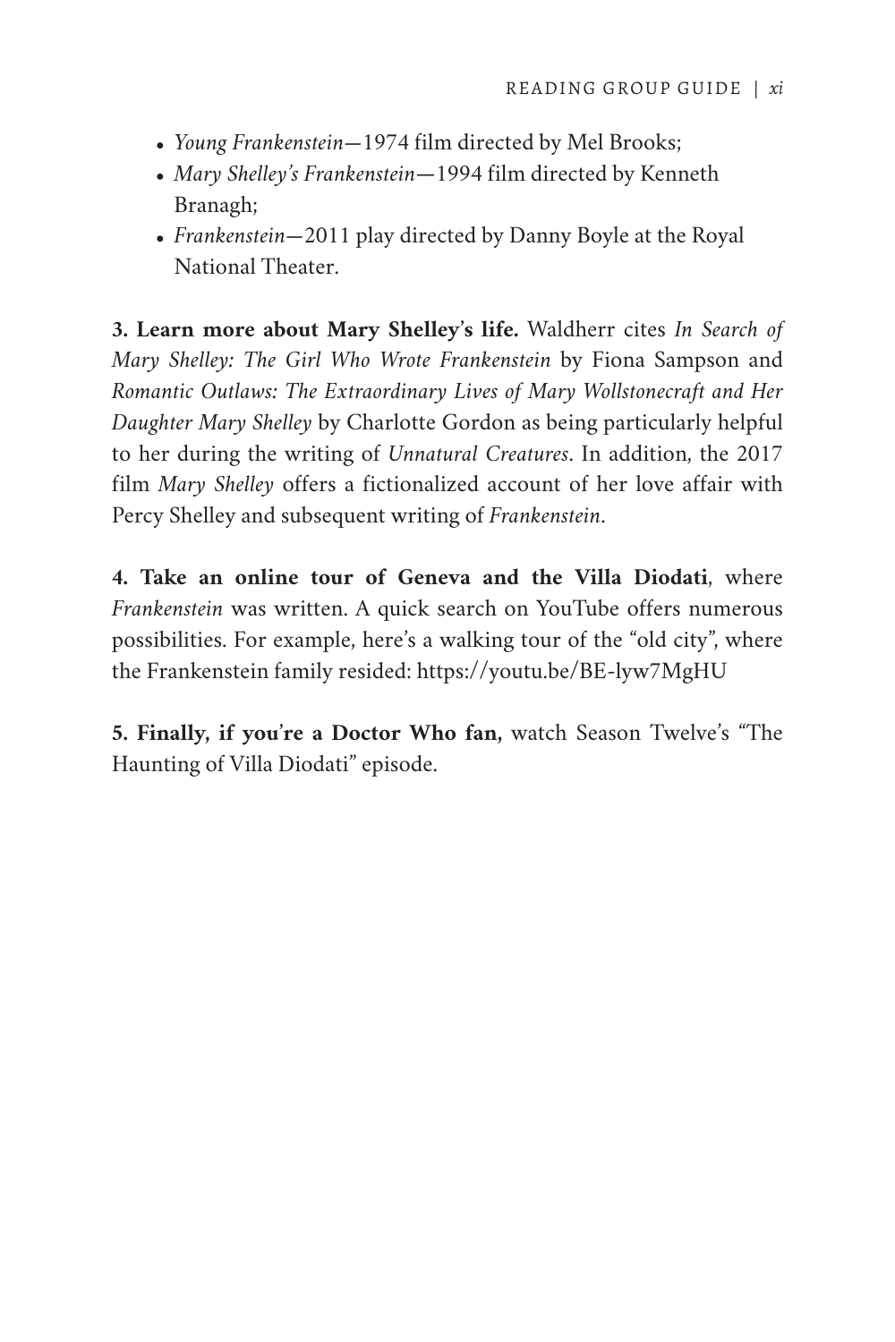- *Young Frankenstein*—1974 film directed by Mel Brooks;
- *Mary Shelley's Frankenstein*—1994 film directed by Kenneth Branagh;
- *Frankenstein*—2011 play directed by Danny Boyle at the Royal National Theater.

**3. Learn more about Mary Shelley's life.** Waldherr cites *In Search of Mary Shelley: The Girl Who Wrote Frankenstein* by Fiona Sampson and *Romantic Outlaws: The Extraordinary Lives of Mary Wollstonecraft and Her Daughter Mary Shelley* by Charlotte Gordon as being particularly helpful to her during the writing of *Unnatural Creatures*. In addition, the 2017 film *Mary Shelley* offers a fictionalized account of her love affair with Percy Shelley and subsequent writing of *Frankenstein*.

**4. Take an online tour of Geneva and the Villa Diodati**, where *Frankenstein* was written. A quick search on YouTube offers numerous possibilities. For example, here's a walking tour of the "old city", where the Frankenstein family resided: https://youtu.be/BE-lyw7MgHU

**5. Finally, if you're a Doctor Who fan,** watch Season Twelve's "The Haunting of Villa Diodati" episode.